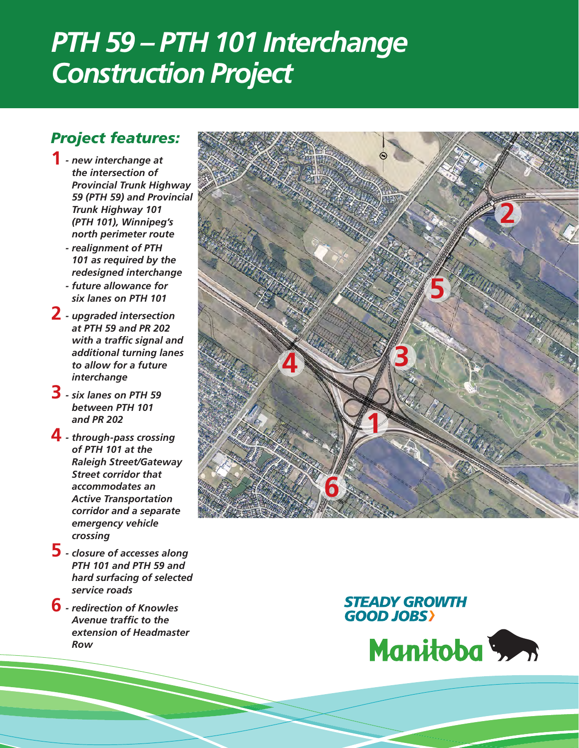# *PTH 59 – PTH 101 Interchange Construction Project*

## *Project features:*

**1**
- *new interchange at the intersection of Provincial Trunk Highway 59 (PTH 59) and Provincial Trunk Highway 101 (PTH 101), Winnipeg's north perimeter route*
- *realignment of PTH 101 as required by the redesigned interchange*
- *future allowance for six lanes on PTH 101*

**2**
- *upgraded intersection at PTH 59 and PR 202 with a traffic signal and additional turning lanes to allow for a future interchange*

**3**
- *six lanes on PTH 59 between PTH 101 and PR 202*

**4**
- *through-pass crossing of PTH 101 at the Raleigh Street/Gateway Street corridor that accommodates an Active Transportation corridor and a separate emergency vehicle crossing*

**5**
- *closure of accesses along PTH 101 and PTH 59 and hard surfacing of selected service roads*

**6**
- *redirection of Knowles Avenue traffic to the extension of Headmaster Row*

***STEADY GROWTH GOOD JOBS›***

**Manitoba**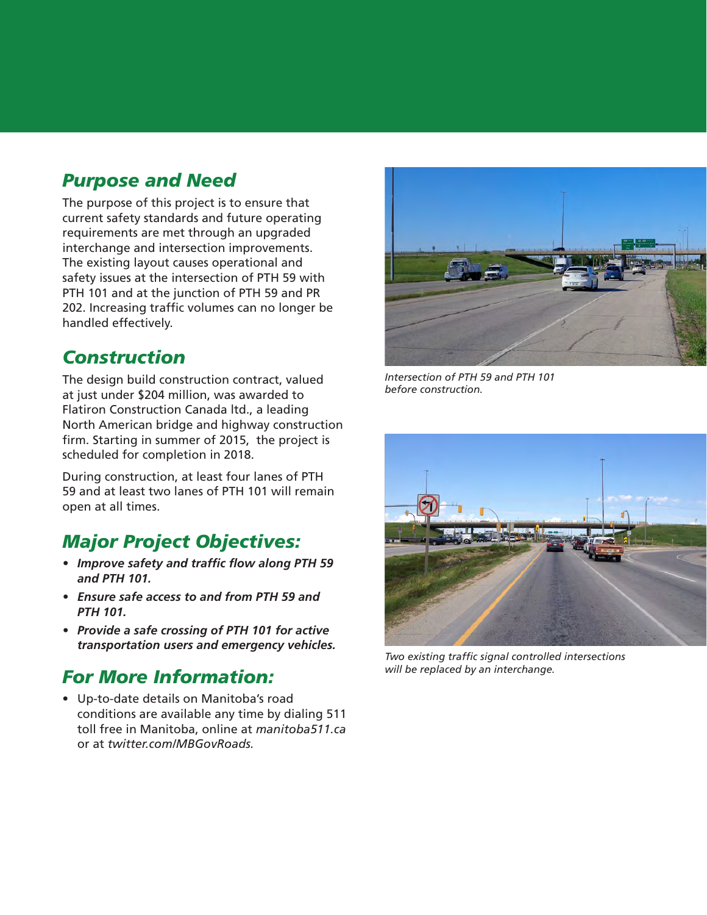## *Purpose and Need*

The purpose of this project is to ensure that current safety standards and future operating requirements are met through an upgraded interchange and intersection improvements. The existing layout causes operational and safety issues at the intersection of PTH 59 with PTH 101 and at the junction of PTH 59 and PR 202. Increasing traffic volumes can no longer be handled effectively.

## *Construction*

The design build construction contract, valued at just under $204 million, was awarded to Flatiron Construction Canada ltd., a leading North American bridge and highway construction firm. Starting in summer of 2015, the project is scheduled for completion in 2018.

During construction, at least four lanes of PTH 59 and at least two lanes of PTH 101 will remain open at all times.

## *Major Project Objectives:*

- ***Improve safety and traffic flow along PTH 59 and PTH 101.***
- ***Ensure safe access to and from PTH 59 and PTH 101.***
- ***Provide a safe crossing of PTH 101 for active transportation users and emergency vehicles.***

## *For More Information:*

- Up-to-date details on Manitoba's road conditions are available any time by dialing 511 toll free in Manitoba, online at *manitoba511.ca* or at *twitter.com/MBGovRoads*.

*Intersection of PTH 59 and PTH 101 before construction.*

*Two existing traffic signal controlled intersections will be replaced by an interchange.*